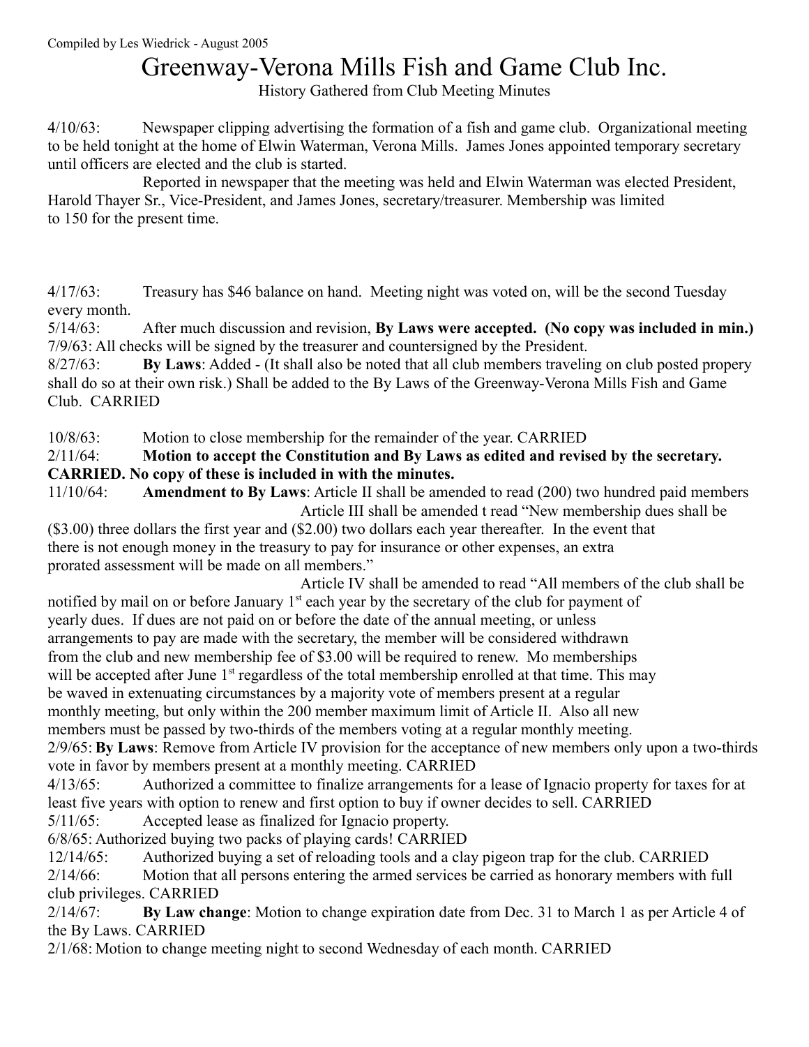Compiled by Les Wiedrick - August 2005

# Greenway-Verona Mills Fish and Game Club Inc.

History Gathered from Club Meeting Minutes

4/10/63: Newspaper clipping advertising the formation of a fish and game club. Organizational meeting to be held tonight at the home of Elwin Waterman, Verona Mills. James Jones appointed temporary secretary until officers are elected and the club is started.

Reported in newspaper that the meeting was held and Elwin Waterman was elected President, Harold Thayer Sr., Vice-President, and James Jones, secretary/treasurer. Membership was limited to 150 for the present time.

4/17/63: Treasury has $46 balance on hand. Meeting night was voted on, will be the second Tuesday every month.

5/14/63: After much discussion and revision, **By Laws were accepted. (No copy was included in min.)**

7/9/63: All checks will be signed by the treasurer and countersigned by the President.

8/27/63: **By Laws**: Added - (It shall also be noted that all club members traveling on club posted propery shall do so at their own risk.) Shall be added to the By Laws of the Greenway-Verona Mills Fish and Game Club. CARRIED

10/8/63: Motion to close membership for the remainder of the year. CARRIED

2/11/64: **Motion to accept the Constitution and By Laws as edited and revised by the secretary. CARRIED. No copy of these is included in with the minutes.**

11/10/64: **Amendment to By Laws**: Article II shall be amended to read (200) two hundred paid members

Article III shall be amended t read "New membership dues shall be ($3.00) three dollars the first year and ($2.00) two dollars each year thereafter. In the event that there is not enough money in the treasury to pay for insurance or other expenses, an extra prorated assessment will be made on all members."

Article IV shall be amended to read "All members of the club shall be notified by mail on or before January 1st each year by the secretary of the club for payment of yearly dues. If dues are not paid on or before the date of the annual meeting, or unless arrangements to pay are made with the secretary, the member will be considered withdrawn from the club and new membership fee of $3.00 will be required to renew. Mo memberships will be accepted after June 1st regardless of the total membership enrolled at that time. This may be waved in extenuating circumstances by a majority vote of members present at a regular monthly meeting, but only within the 200 member maximum limit of Article II. Also all new members must be passed by two-thirds of the members voting at a regular monthly meeting.

2/9/65: **By Laws**: Remove from Article IV provision for the acceptance of new members only upon a two-thirds vote in favor by members present at a monthly meeting. CARRIED

4/13/65: Authorized a committee to finalize arrangements for a lease of Ignacio property for taxes for at least five years with option to renew and first option to buy if owner decides to sell. CARRIED

5/11/65: Accepted lease as finalized for Ignacio property.

6/8/65: Authorized buying two packs of playing cards! CARRIED

12/14/65: Authorized buying a set of reloading tools and a clay pigeon trap for the club. CARRIED

2/14/66: Motion that all persons entering the armed services be carried as honorary members with full club privileges. CARRIED

2/14/67: **By Law change**: Motion to change expiration date from Dec. 31 to March 1 as per Article 4 of the By Laws. CARRIED

2/1/68: Motion to change meeting night to second Wednesday of each month. CARRIED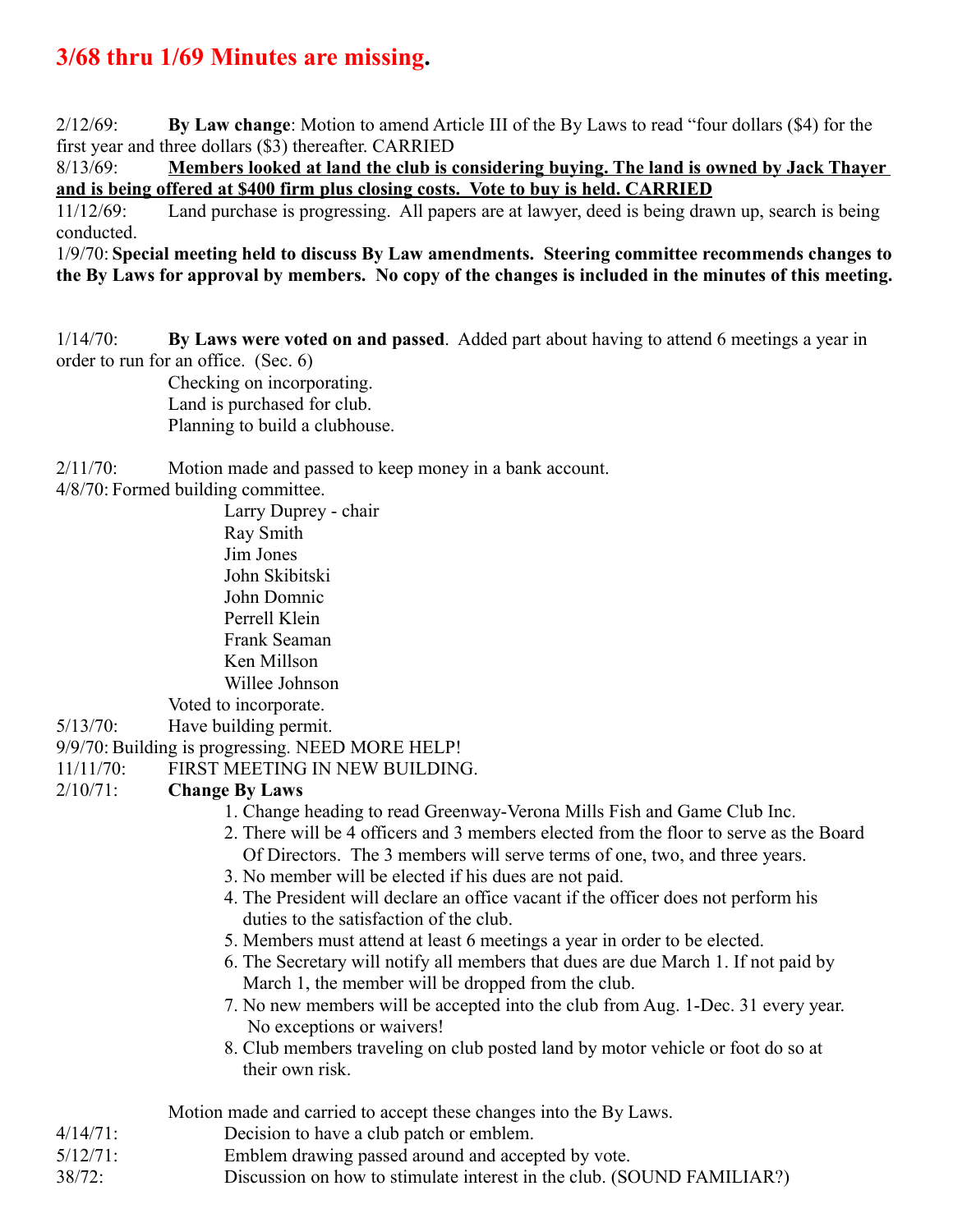# 3/68 thru 1/69 Minutes are missing.

2/12/69: **By Law change**: Motion to amend Article III of the By Laws to read "four dollars ($4) for the first year and three dollars ($3) thereafter. CARRIED

8/13/69: **<u>Members looked at land the club is considering buying. The land is owned by Jack Thayer and is being offered at $400 firm plus closing costs. Vote to buy is held. CARRIED</u>**

11/12/69: Land purchase is progressing. All papers are at lawyer, deed is being drawn up, search is being conducted.

1/9/70: **Special meeting held to discuss By Law amendments. Steering committee recommends changes to the By Laws for approval by members. No copy of the changes is included in the minutes of this meeting.**

1/14/70: **By Laws were voted on and passed**. Added part about having to attend 6 meetings a year in order to run for an office. (Sec. 6)

Checking on incorporating.
Land is purchased for club.
Planning to build a clubhouse.

2/11/70: Motion made and passed to keep money in a bank account.

4/8/70: Formed building committee.

Larry Duprey - chair
Ray Smith
Jim Jones
John Skibitski
John Domnic
Perrell Klein
Frank Seaman
Ken Millson
Willee Johnson

Voted to incorporate.

5/13/70: Have building permit.

9/9/70: Building is progressing. NEED MORE HELP!

11/11/70: FIRST MEETING IN NEW BUILDING.

2/10/71: **Change By Laws**

1. Change heading to read Greenway-Verona Mills Fish and Game Club Inc.
2. There will be 4 officers and 3 members elected from the floor to serve as the Board Of Directors. The 3 members will serve terms of one, two, and three years.
3. No member will be elected if his dues are not paid.
4. The President will declare an office vacant if the officer does not perform his duties to the satisfaction of the club.
5. Members must attend at least 6 meetings a year in order to be elected.
6. The Secretary will notify all members that dues are due March 1. If not paid by March 1, the member will be dropped from the club.
7. No new members will be accepted into the club from Aug. 1-Dec. 31 every year. No exceptions or waivers!
8. Club members traveling on club posted land by motor vehicle or foot do so at their own risk.

Motion made and carried to accept these changes into the By Laws.

4/14/71: Decision to have a club patch or emblem.

5/12/71: Emblem drawing passed around and accepted by vote.

38/72: Discussion on how to stimulate interest in the club. (SOUND FAMILIAR?)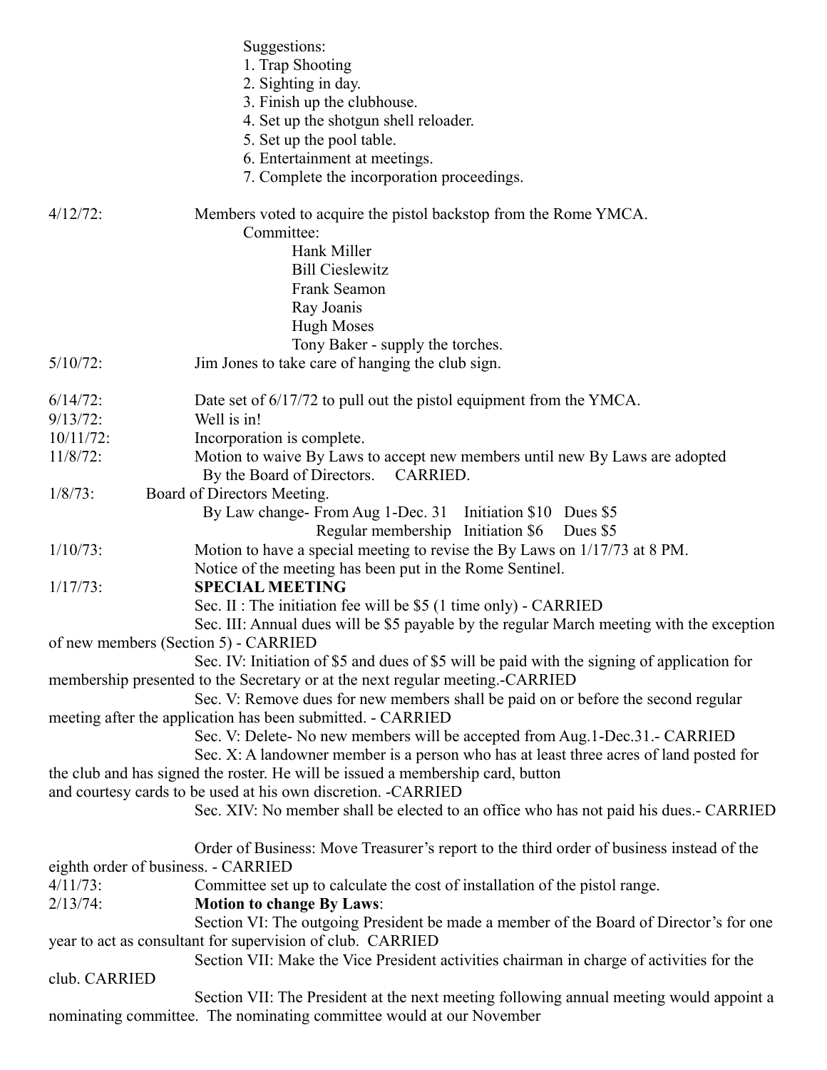Suggestions:

1. Trap Shooting
2. Sighting in day.
3. Finish up the clubhouse.
4. Set up the shotgun shell reloader.
5. Set up the pool table.
6. Entertainment at meetings.
7. Complete the incorporation proceedings.

4/12/72: Members voted to acquire the pistol backstop from the Rome YMCA.

Committee:

- Hank Miller
- Bill Cieslewitz
- Frank Seamon
- Ray Joanis
- Hugh Moses
- Tony Baker - supply the torches.

5/10/72: Jim Jones to take care of hanging the club sign.

6/14/72: Date set of 6/17/72 to pull out the pistol equipment from the YMCA.

9/13/72: Well is in!

10/11/72: Incorporation is complete.

11/8/72: Motion to waive By Laws to accept new members until new By Laws are adopted By the Board of Directors. CARRIED.

1/8/73: Board of Directors Meeting.

By Law change- From Aug 1-Dec. 31 Initiation $10 Dues $5

Regular membership Initiation $6 Dues $5

1/10/73: Motion to have a special meeting to revise the By Laws on 1/17/73 at 8 PM.
Notice of the meeting has been put in the Rome Sentinel.

1/17/73: **SPECIAL MEETING**

Sec. II : The initiation fee will be $5 (1 time only) - CARRIED

Sec. III: Annual dues will be $5 payable by the regular March meeting with the exception of new members (Section 5) - CARRIED

Sec. IV: Initiation of $5 and dues of $5 will be paid with the signing of application for membership presented to the Secretary or at the next regular meeting.-CARRIED

Sec. V: Remove dues for new members shall be paid on or before the second regular meeting after the application has been submitted. - CARRIED

Sec. V: Delete- No new members will be accepted from Aug.1-Dec.31.- CARRIED

Sec. X: A landowner member is a person who has at least three acres of land posted for the club and has signed the roster. He will be issued a membership card, button and courtesy cards to be used at his own discretion. -CARRIED

Sec. XIV: No member shall be elected to an office who has not paid his dues.- CARRIED

Order of Business: Move Treasurer's report to the third order of business instead of the eighth order of business. - CARRIED

4/11/73: Committee set up to calculate the cost of installation of the pistol range.

2/13/74: **Motion to change By Laws**:

Section VI: The outgoing President be made a member of the Board of Director's for one year to act as consultant for supervision of club. CARRIED

Section VII: Make the Vice President activities chairman in charge of activities for the club. CARRIED

Section VII: The President at the next meeting following annual meeting would appoint a nominating committee. The nominating committee would at our November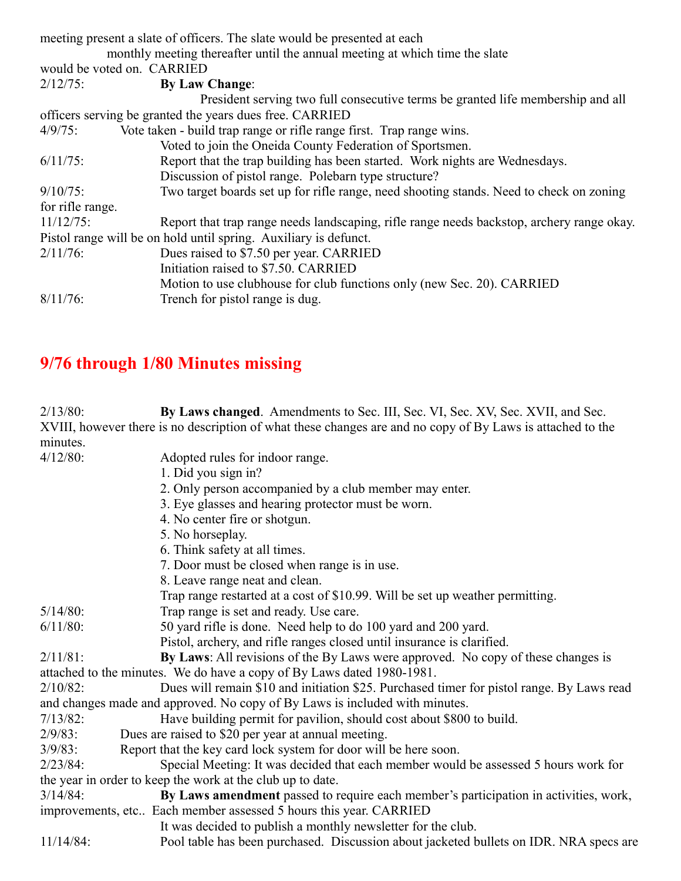meeting present a slate of officers. The slate would be presented at each monthly meeting thereafter until the annual meeting at which time the slate would be voted on. CARRIED

2/12/75: **By Law Change**:
President serving two full consecutive terms be granted life membership and all officers serving be granted the years dues free. CARRIED

4/9/75: Vote taken - build trap range or rifle range first. Trap range wins.
Voted to join the Oneida County Federation of Sportsmen.

6/11/75: Report that the trap building has been started. Work nights are Wednesdays.
Discussion of pistol range. Polebarn type structure?

9/10/75: Two target boards set up for rifle range, need shooting stands. Need to check on zoning for rifle range.

11/12/75: Report that trap range needs landscaping, rifle range needs backstop, archery range okay. Pistol range will be on hold until spring. Auxiliary is defunct.

2/11/76: Dues raised to $7.50 per year. CARRIED
Initiation raised to $7.50. CARRIED
Motion to use clubhouse for club functions only (new Sec. 20). CARRIED

8/11/76: Trench for pistol range is dug.

## 9/76 through 1/80 Minutes missing

2/13/80: **By Laws changed**. Amendments to Sec. III, Sec. VI, Sec. XV, Sec. XVII, and Sec. XVIII, however there is no description of what these changes are and no copy of By Laws is attached to the minutes.

4/12/80: Adopted rules for indoor range.
1. Did you sign in?
2. Only person accompanied by a club member may enter.
3. Eye glasses and hearing protector must be worn.
4. No center fire or shotgun.
5. No horseplay.
6. Think safety at all times.
7. Door must be closed when range is in use.
8. Leave range neat and clean.

Trap range restarted at a cost of $10.99. Will be set up weather permitting.

5/14/80: Trap range is set and ready. Use care.

6/11/80: 50 yard rifle is done. Need help to do 100 yard and 200 yard.
Pistol, archery, and rifle ranges closed until insurance is clarified.

2/11/81: **By Laws**: All revisions of the By Laws were approved. No copy of these changes is attached to the minutes. We do have a copy of By Laws dated 1980-1981.

2/10/82: Dues will remain $10 and initiation $25. Purchased timer for pistol range. By Laws read and changes made and approved. No copy of By Laws is included with minutes.

7/13/82: Have building permit for pavilion, should cost about $800 to build.

2/9/83: Dues are raised to $20 per year at annual meeting.

3/9/83: Report that the key card lock system for door will be here soon.

2/23/84: Special Meeting: It was decided that each member would be assessed 5 hours work for the year in order to keep the work at the club up to date.

3/14/84: **By Laws amendment** passed to require each member's participation in activities, work, improvements, etc.. Each member assessed 5 hours this year. CARRIED
It was decided to publish a monthly newsletter for the club.

11/14/84: Pool table has been purchased. Discussion about jacketed bullets on IDR. NRA specs are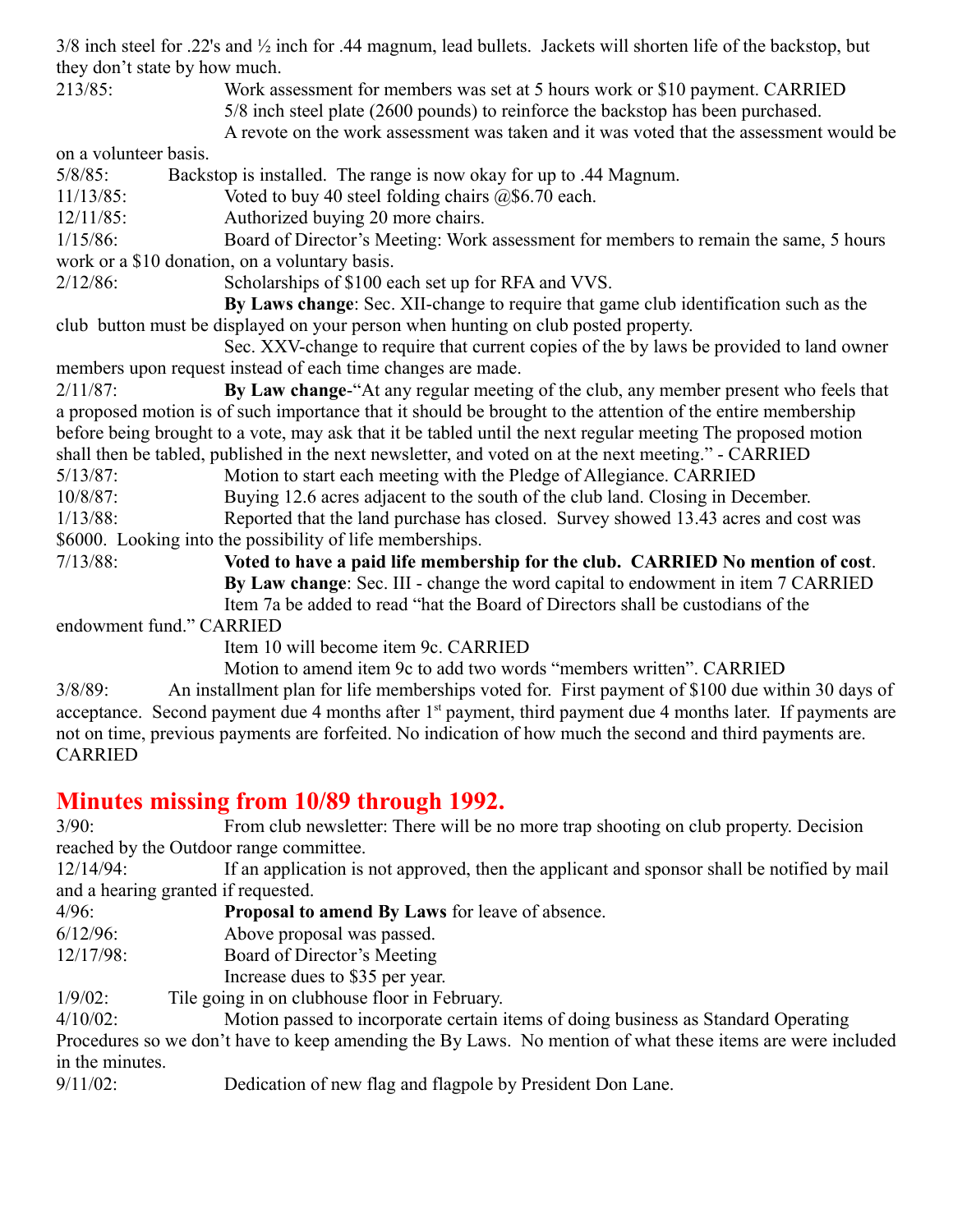3/8 inch steel for .22's and ½ inch for .44 magnum, lead bullets. Jackets will shorten life of the backstop, but they don't state by how much.

213/85: Work assessment for members was set at 5 hours work or $10 payment. CARRIED

5/8 inch steel plate (2600 pounds) to reinforce the backstop has been purchased.

A revote on the work assessment was taken and it was voted that the assessment would be on a volunteer basis.

5/8/85: Backstop is installed. The range is now okay for up to .44 Magnum.

11/13/85: Voted to buy 40 steel folding chairs @$6.70 each.

12/11/85: Authorized buying 20 more chairs.

1/15/86: Board of Director's Meeting: Work assessment for members to remain the same, 5 hours work or a $10 donation, on a voluntary basis.

2/12/86: Scholarships of $100 each set up for RFA and VVS.

**By Laws change**: Sec. XII-change to require that game club identification such as the club button must be displayed on your person when hunting on club posted property.

Sec. XXV-change to require that current copies of the by laws be provided to land owner members upon request instead of each time changes are made.

2/11/87: **By Law change**-"At any regular meeting of the club, any member present who feels that a proposed motion is of such importance that it should be brought to the attention of the entire membership before being brought to a vote, may ask that it be tabled until the next regular meeting The proposed motion shall then be tabled, published in the next newsletter, and voted on at the next meeting." - CARRIED

5/13/87: Motion to start each meeting with the Pledge of Allegiance. CARRIED

10/8/87: Buying 12.6 acres adjacent to the south of the club land. Closing in December.

1/13/88: Reported that the land purchase has closed. Survey showed 13.43 acres and cost was $6000. Looking into the possibility of life memberships.

7/13/88: **Voted to have a paid life membership for the club. CARRIED No mention of cost**.

**By Law change**: Sec. III - change the word capital to endowment in item 7 CARRIED

Item 7a be added to read "hat the Board of Directors shall be custodians of the endowment fund." CARRIED

Item 10 will become item 9c. CARRIED

Motion to amend item 9c to add two words "members written". CARRIED

3/8/89: An installment plan for life memberships voted for. First payment of $100 due within 30 days of acceptance. Second payment due 4 months after 1st payment, third payment due 4 months later. If payments are not on time, previous payments are forfeited. No indication of how much the second and third payments are. CARRIED

## Minutes missing from 10/89 through 1992.

3/90: From club newsletter: There will be no more trap shooting on club property. Decision reached by the Outdoor range committee.

12/14/94: If an application is not approved, then the applicant and sponsor shall be notified by mail and a hearing granted if requested.

4/96: **Proposal to amend By Laws** for leave of absence.

6/12/96: Above proposal was passed.

12/17/98: Board of Director's Meeting

Increase dues to $35 per year.

1/9/02: Tile going in on clubhouse floor in February.

4/10/02: Motion passed to incorporate certain items of doing business as Standard Operating Procedures so we don't have to keep amending the By Laws. No mention of what these items are were included in the minutes.

9/11/02: Dedication of new flag and flagpole by President Don Lane.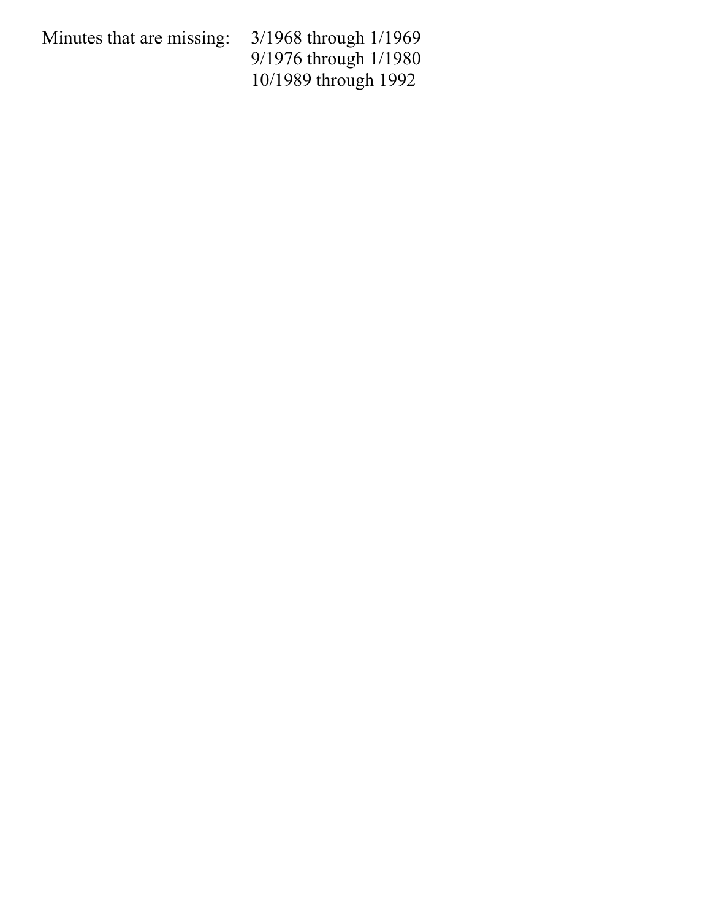Minutes that are missing:

- 3/1968 through 1/1969
- 9/1976 through 1/1980
- 10/1989 through 1992